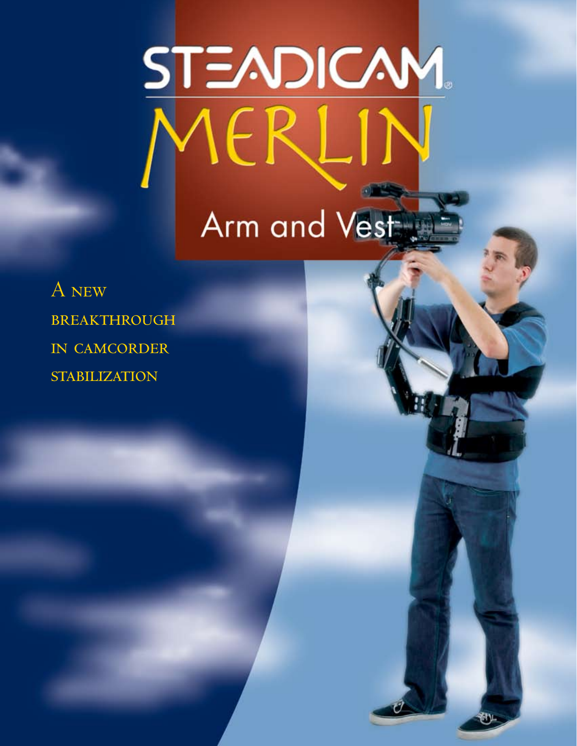# STEADICAM®

# MERLIN

## Arm and Vest

A NEW BREAKTHROUGH IN CAMCORDER STABILIZATION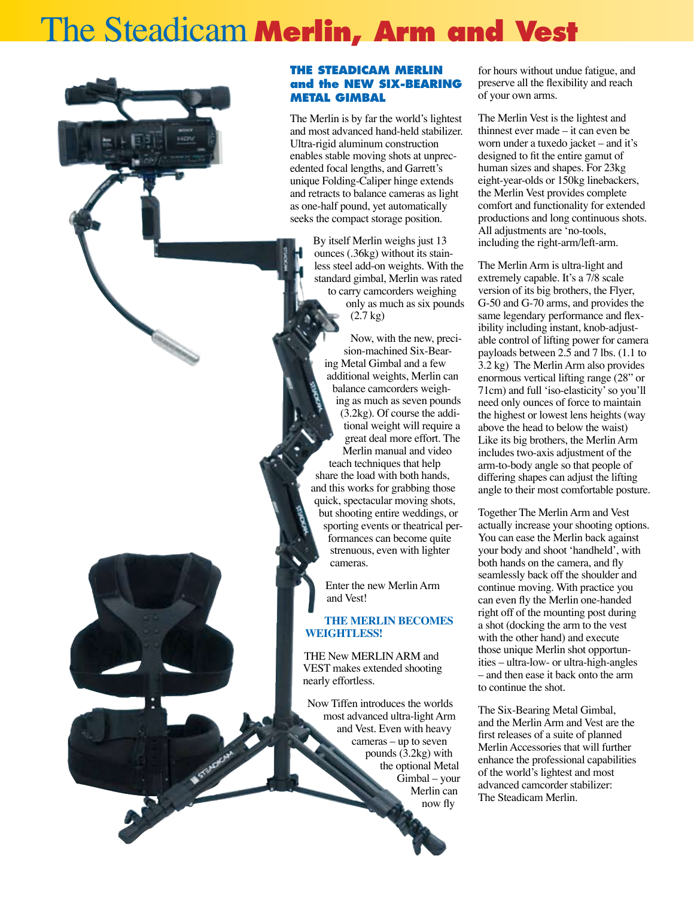# The Steadicam Merlin, Arm and Vest

## THE STEADICAM MERLIN and the NEW SIX-BEARING METAL GIMBAL

The Merlin is by far the world's lightest and most advanced hand-held stabilizer. Ultra-rigid aluminum construction enables stable moving shots at unprecedented focal lengths, and Garrett's unique Folding-Caliper hinge extends and retracts to balance cameras as light as one-half pound, yet automatically seeks the compact storage position.

By itself Merlin weighs just 13 ounces (.36kg) without its stainless steel add-on weights. With the standard gimbal, Merlin was rated to carry camcorders weighing only as much as six pounds (2.7 kg)

Now, with the new, precision-machined Six-Bearing Metal Gimbal and a few additional weights, Merlin can balance camcorders weighing as much as seven pounds (3.2kg). Of course the additional weight will require a great deal more effort. The Merlin manual and video teach techniques that help share the load with both hands, and this works for grabbing those quick, spectacular moving shots, but shooting entire weddings, or sporting events or theatrical performances can become quite strenuous, even with lighter cameras.

Enter the new Merlin Arm and Vest!

### THE MERLIN BECOMES WEIGHTLESS!

THE New MERLIN ARM and VEST makes extended shooting nearly effortless.

Now Tiffen introduces the worlds most advanced ultra-light Arm and Vest. Even with heavy cameras – up to seven pounds (3.2kg) with the optional Metal Gimbal – your Merlin can now fly for hours without undue fatigue, and preserve all the flexibility and reach of your own arms.

The Merlin Vest is the lightest and thinnest ever made – it can even be worn under a tuxedo jacket – and it's designed to fit the entire gamut of human sizes and shapes. For 23kg eight-year-olds or 150kg linebackers, the Merlin Vest provides complete comfort and functionality for extended productions and long continuous shots. All adjustments are 'no-tools, including the right-arm/left-arm.

The Merlin Arm is ultra-light and extremely capable. It's a 7/8 scale version of its big brothers, the Flyer, G-50 and G-70 arms, and provides the same legendary performance and flexibility including instant, knob-adjustable control of lifting power for camera payloads between 2.5 and 7 lbs. (1.1 to 3.2 kg) The Merlin Arm also provides enormous vertical lifting range (28" or 71cm) and full 'iso-elasticity' so you'll need only ounces of force to maintain the highest or lowest lens heights (way above the head to below the waist) Like its big brothers, the Merlin Arm includes two-axis adjustment of the arm-to-body angle so that people of differing shapes can adjust the lifting angle to their most comfortable posture.

Together The Merlin Arm and Vest actually increase your shooting options. You can ease the Merlin back against your body and shoot 'handheld', with both hands on the camera, and fly seamlessly back off the shoulder and continue moving. With practice you can even fly the Merlin one-handed right off of the mounting post during a shot (docking the arm to the vest with the other hand) and execute those unique Merlin shot opportunities – ultra-low- or ultra-high-angles – and then ease it back onto the arm to continue the shot.

The Six-Bearing Metal Gimbal, and the Merlin Arm and Vest are the first releases of a suite of planned Merlin Accessories that will further enhance the professional capabilities of the world's lightest and most advanced camcorder stabilizer: The Steadicam Merlin.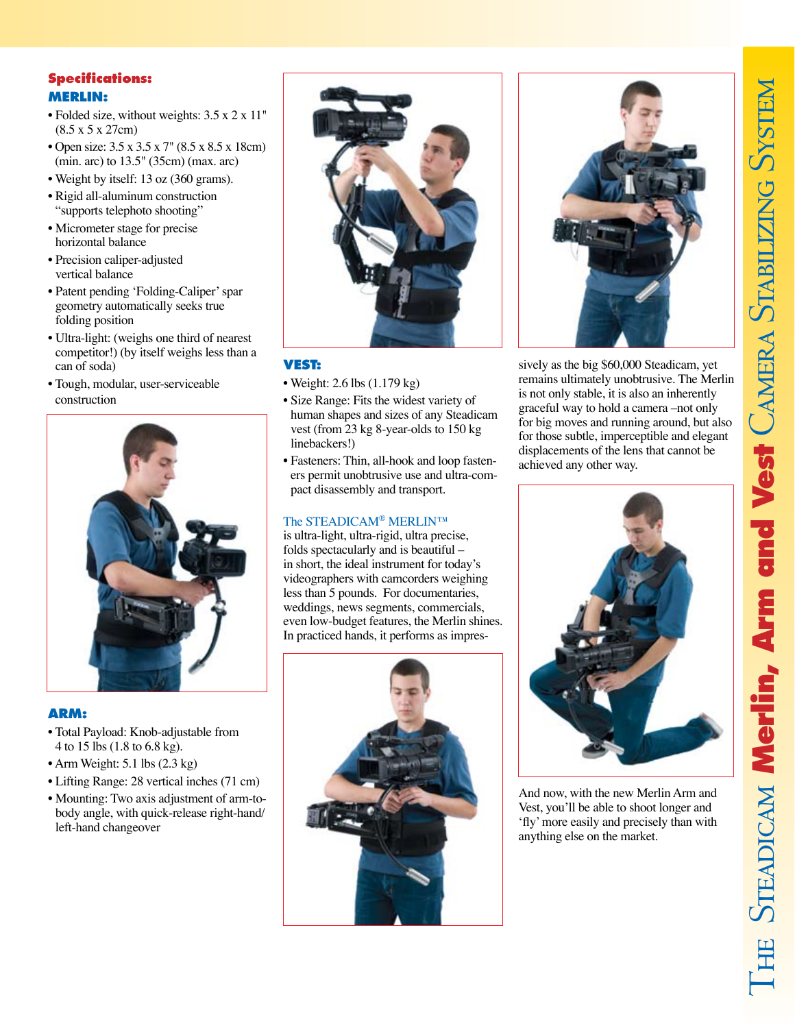## Specifications:

### MERLIN:

- Folded size, without weights: 3.5 x 2 x 11" (8.5 x 5 x 27cm)
- Open size: 3.5 x 3.5 x 7" (8.5 x 8.5 x 18cm) (min. arc) to 13.5" (35cm) (max. arc)
- Weight by itself: 13 oz (360 grams).
- Rigid all-aluminum construction "supports telephoto shooting"
- Micrometer stage for precise horizontal balance
- Precision caliper-adjusted vertical balance
- Patent pending 'Folding-Caliper' spar geometry automatically seeks true folding position
- Ultra-light: (weighs one third of nearest competitor!) (by itself weighs less than a can of soda)
- Tough, modular, user-serviceable construction

### ARM:

- Total Payload: Knob-adjustable from 4 to 15 lbs (1.8 to 6.8 kg).
- Arm Weight: 5.1 lbs (2.3 kg)
- Lifting Range: 28 vertical inches (71 cm)
- Mounting: Two axis adjustment of arm-to-body angle, with quick-release right-hand/ left-hand changeover

### VEST:

- Weight: 2.6 lbs (1.179 kg)
- Size Range: Fits the widest variety of human shapes and sizes of any Steadicam vest (from 23 kg 8-year-olds to 150 kg linebackers!)
- Fasteners: Thin, all-hook and loop fasteners permit unobtrusive use and ultra-compact disassembly and transport.

The STEADICAM® MERLIN™ is ultra-light, ultra-rigid, ultra precise, folds spectacularly and is beautiful – in short, the ideal instrument for today's videographers with camcorders weighing less than 5 pounds. For documentaries, weddings, news segments, commercials, even low-budget features, the Merlin shines. In practiced hands, it performs as impressively as the big $60,000 Steadicam, yet remains ultimately unobtrusive. The Merlin is not only stable, it is also an inherently graceful way to hold a camera –not only for big moves and running around, but also for those subtle, imperceptible and elegant displacements of the lens that cannot be achieved any other way.

And now, with the new Merlin Arm and Vest, you'll be able to shoot longer and 'fly' more easily and precisely than with anything else on the market.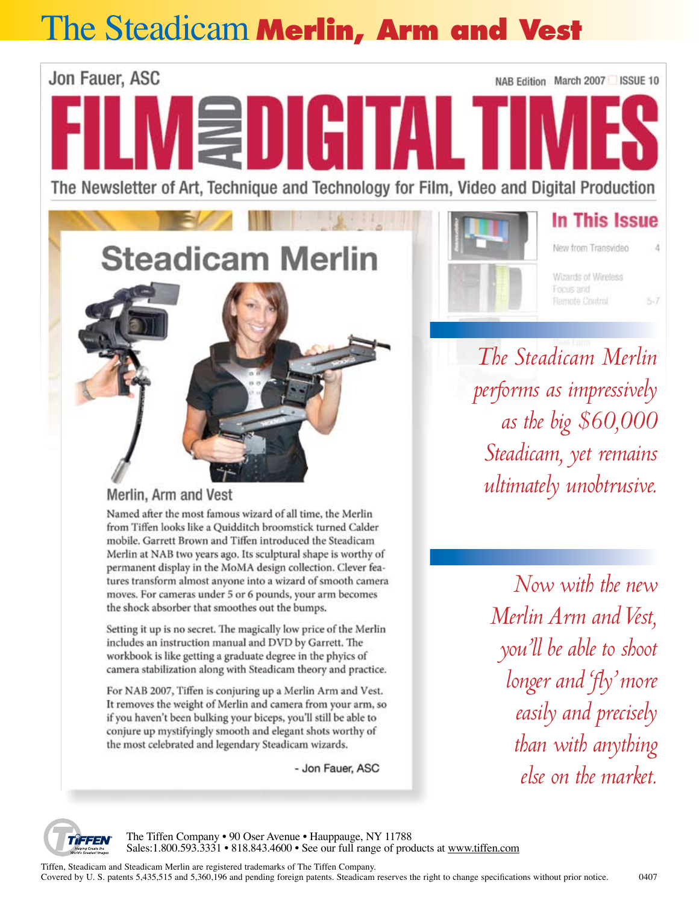# The Steadicam **Merlin, Arm and Vest**

Jon Fauer, ASC

NAB Edition March 2007 ISSUE 10

## FILM AND DIGITAL TIMES

The Newsletter of Art, Technique and Technology for Film, Video and Digital Production

## Steadicam Merlin

### Merlin, Arm and Vest

Named after the most famous wizard of all time, the Merlin from Tiffen looks like a Quidditch broomstick turned Calder mobile. Garrett Brown and Tiffen introduced the Steadicam Merlin at NAB two years ago. Its sculptural shape is worthy of permanent display in the MoMA design collection. Clever features transform almost anyone into a wizard of smooth camera moves. For cameras under 5 or 6 pounds, your arm becomes the shock absorber that smoothes out the bumps.

Setting it up is no secret. The magically low price of the Merlin includes an instruction manual and DVD by Garrett. The workbook is like getting a graduate degree in the phyics of camera stabilization along with Steadicam theory and practice.

For NAB 2007, Tiffen is conjuring up a Merlin Arm and Vest. It removes the weight of Merlin and camera from your arm, so if you haven't been bulking your biceps, you'll still be able to conjure up mystifyingly smooth and elegant shots worthy of the most celebrated and legendary Steadicam wizards.

- Jon Fauer, ASC

### In This Issue

New from Transvideo 4

Wizards of Wireless Focus and Remote Control 5-7

*The Steadicam Merlin performs as impressively as the big $60,000 Steadicam, yet remains ultimately unobtrusive.*

*Now with the new Merlin Arm and Vest, you'll be able to shoot longer and 'fly' more easily and precisely than with anything else on the market.*

The Tiffen Company • 90 Oser Avenue • Hauppauge, NY 11788
Sales:1.800.593.3331 • 818.843.4600 • See our full range of products at www.tiffen.com

Tiffen, Steadicam and Steadicam Merlin are registered trademarks of The Tiffen Company.
Covered by U. S. patents 5,435,515 and 5,360,196 and pending foreign patents. Steadicam reserves the right to change specifications without prior notice. 0407